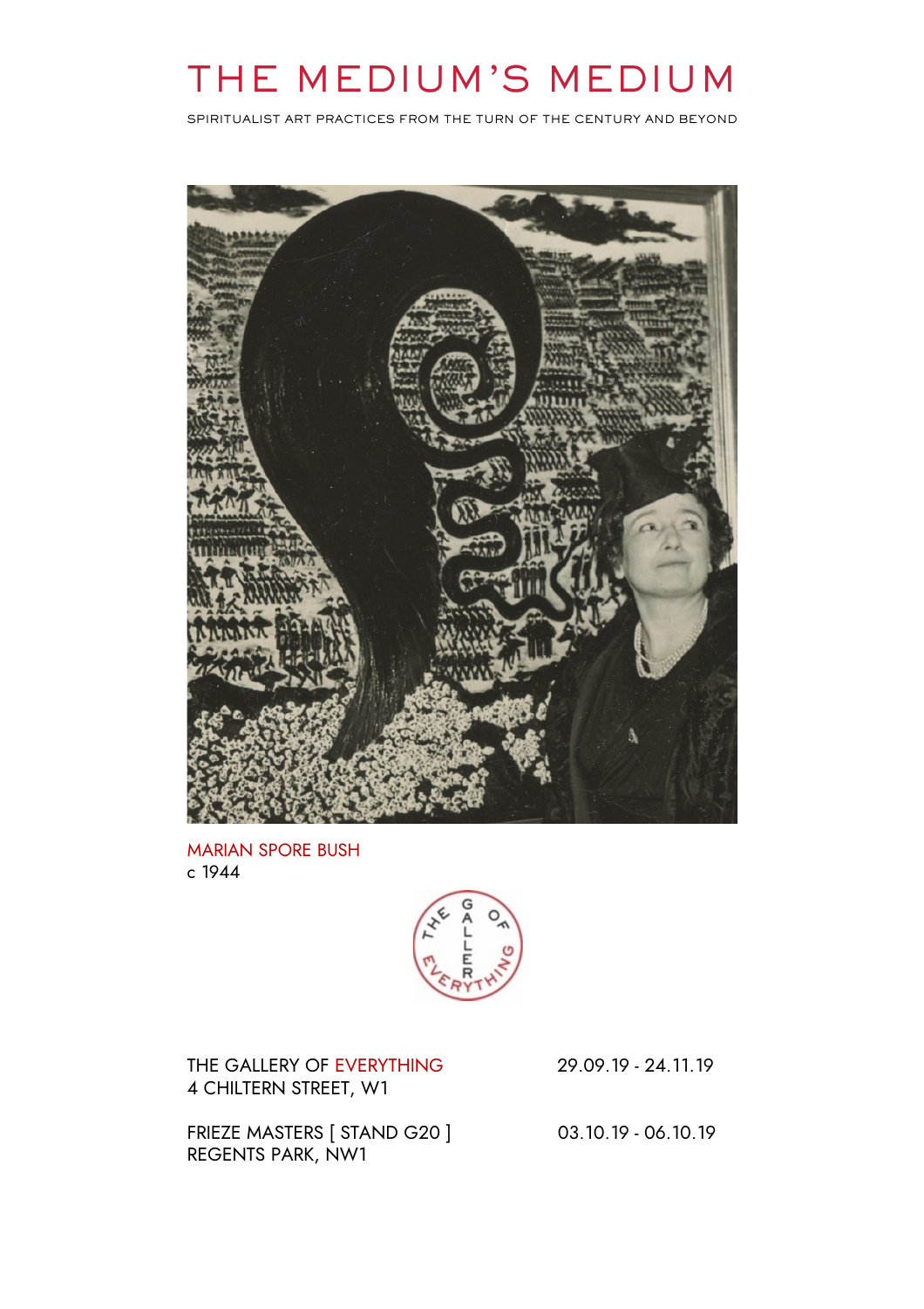# THE MEDIUM'S MEDIUM

SPIRITUALIST ART PRACTICES FROM THE TURN OF THE CENTURY AND BEYOND

MARIAN SPORE BUSH
c 1944

THE GALLERY OF EVERYTHING

THE GALLERY OF EVERYTHING
4 CHILTERN STREET, W1

29.09.19 - 24.11.19

FRIEZE MASTERS [ STAND G20 ]
REGENTS PARK, NW1

03.10.19 - 06.10.19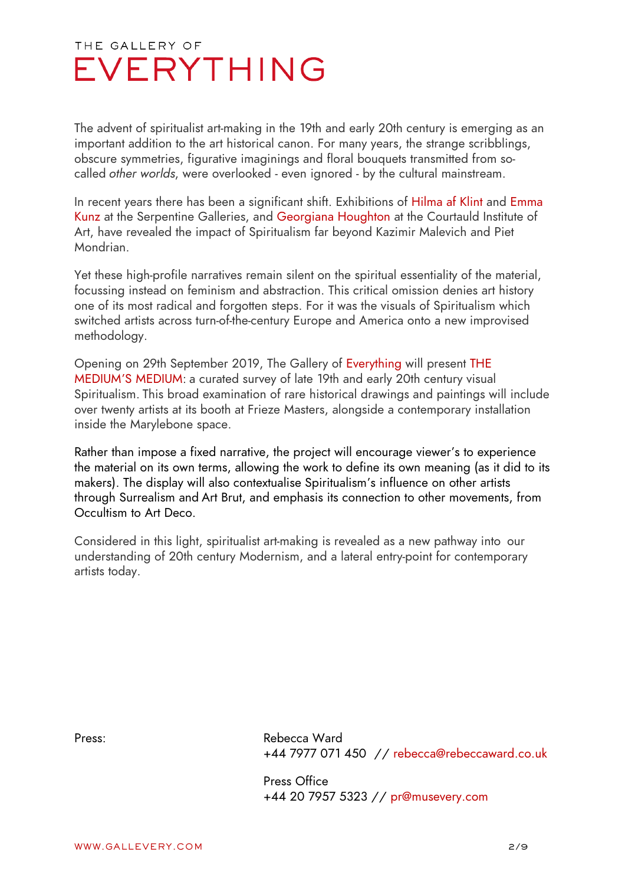THE GALLERY OF
# EVERYTHING

The advent of spiritualist art-making in the 19th and early 20th century is emerging as an important addition to the art historical canon. For many years, the strange scribblings, obscure symmetries, figurative imaginings and floral bouquets transmitted from so-called *other worlds*, were overlooked - even ignored - by the cultural mainstream.

In recent years there has been a significant shift. Exhibitions of Hilma af Klint and Emma Kunz at the Serpentine Galleries, and Georgiana Houghton at the Courtauld Institute of Art, have revealed the impact of Spiritualism far beyond Kazimir Malevich and Piet Mondrian.

Yet these high-profile narratives remain silent on the spiritual essentiality of the material, focussing instead on feminism and abstraction. This critical omission denies art history one of its most radical and forgotten steps. For it was the visuals of Spiritualism which switched artists across turn-of-the-century Europe and America onto a new improvised methodology.

Opening on 29th September 2019, The Gallery of Everything will present THE MEDIUM'S MEDIUM: a curated survey of late 19th and early 20th century visual Spiritualism. This broad examination of rare historical drawings and paintings will include over twenty artists at its booth at Frieze Masters, alongside a contemporary installation inside the Marylebone space.

Rather than impose a fixed narrative, the project will encourage viewer's to experience the material on its own terms, allowing the work to define its own meaning (as it did to its makers). The display will also contextualise Spiritualism's influence on other artists through Surrealism and Art Brut, and emphasis its connection to other movements, from Occultism to Art Deco.

Considered in this light, spiritualist art-making is revealed as a new pathway into our understanding of 20th century Modernism, and a lateral entry-point for contemporary artists today.

Press:

Rebecca Ward
+44 7977 071 450 // rebecca@rebeccaward.co.uk

Press Office
+44 20 7957 5323 // pr@musevery.com

WWW.GALLEVERY.COM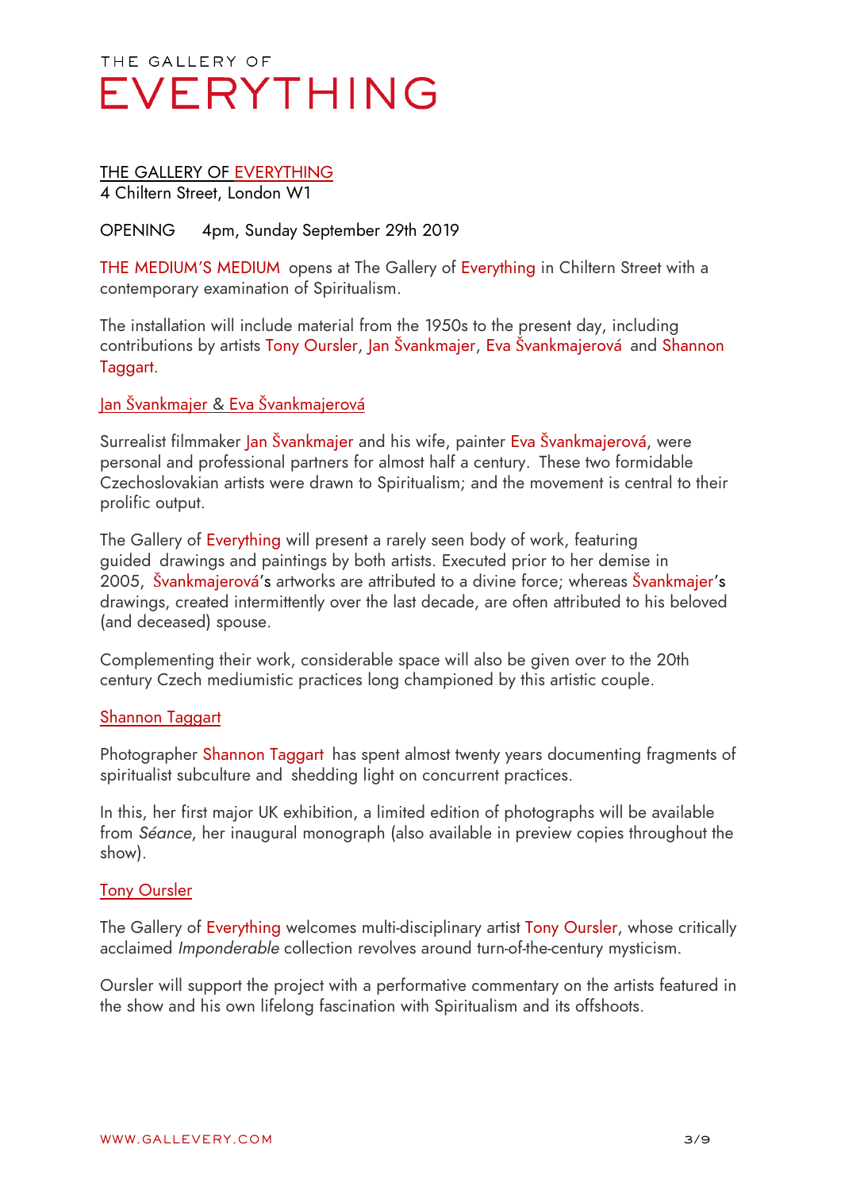# THE GALLERY OF EVERYTHING

THE GALLERY OF EVERYTHING
4 Chiltern Street, London W1

OPENING 4pm, Sunday September 29th 2019

THE MEDIUM'S MEDIUM opens at The Gallery of Everything in Chiltern Street with a contemporary examination of Spiritualism.

The installation will include material from the 1950s to the present day, including contributions by artists Tony Oursler, Jan Švankmajer, Eva Švankmajerová and Shannon Taggart.

## Jan Švankmajer & Eva Švankmajerová

Surrealist filmmaker Jan Švankmajer and his wife, painter Eva Švankmajerová, were personal and professional partners for almost half a century. These two formidable Czechoslovakian artists were drawn to Spiritualism; and the movement is central to their prolific output.

The Gallery of Everything will present a rarely seen body of work, featuring guided drawings and paintings by both artists. Executed prior to her demise in 2005, Švankmajerová's artworks are attributed to a divine force; whereas Švankmajer's drawings, created intermittently over the last decade, are often attributed to his beloved (and deceased) spouse.

Complementing their work, considerable space will also be given over to the 20th century Czech mediumistic practices long championed by this artistic couple.

## Shannon Taggart

Photographer Shannon Taggart has spent almost twenty years documenting fragments of spiritualist subculture and shedding light on concurrent practices.

In this, her first major UK exhibition, a limited edition of photographs will be available from *Séance*, her inaugural monograph (also available in preview copies throughout the show).

## Tony Oursler

The Gallery of Everything welcomes multi-disciplinary artist Tony Oursler, whose critically acclaimed *Imponderable* collection revolves around turn-of-the-century mysticism.

Oursler will support the project with a performative commentary on the artists featured in the show and his own lifelong fascination with Spiritualism and its offshoots.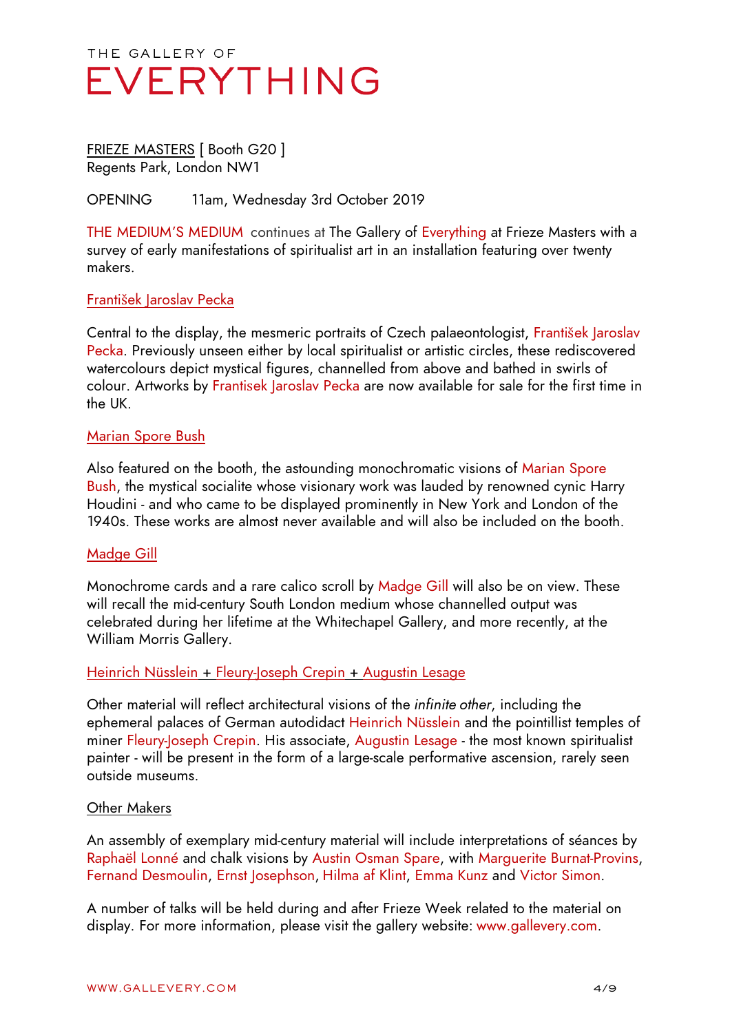THE GALLERY OF
# EVERYTHING

FRIEZE MASTERS [ Booth G20 ]
Regents Park, London NW1

OPENING 11am, Wednesday 3rd October 2019

THE MEDIUM'S MEDIUM continues at The Gallery of Everything at Frieze Masters with a survey of early manifestations of spiritualist art in an installation featuring over twenty makers.

## František Jaroslav Pecka

Central to the display, the mesmeric portraits of Czech palaeontologist, František Jaroslav Pecka. Previously unseen either by local spiritualist or artistic circles, these rediscovered watercolours depict mystical figures, channelled from above and bathed in swirls of colour. Artworks by Frantisek Jaroslav Pecka are now available for sale for the first time in the UK.

## Marian Spore Bush

Also featured on the booth, the astounding monochromatic visions of Marian Spore Bush, the mystical socialite whose visionary work was lauded by renowned cynic Harry Houdini - and who came to be displayed prominently in New York and London of the 1940s. These works are almost never available and will also be included on the booth.

## Madge Gill

Monochrome cards and a rare calico scroll by Madge Gill will also be on view. These will recall the mid-century South London medium whose channelled output was celebrated during her lifetime at the Whitechapel Gallery, and more recently, at the William Morris Gallery.

## Heinrich Nüsslein + Fleury-Joseph Crepin + Augustin Lesage

Other material will reflect architectural visions of the *infinite other*, including the ephemeral palaces of German autodidact Heinrich Nüsslein and the pointillist temples of miner Fleury-Joseph Crepin. His associate, Augustin Lesage - the most known spiritualist painter - will be present in the form of a large-scale performative ascension, rarely seen outside museums.

## Other Makers

An assembly of exemplary mid-century material will include interpretations of séances by Raphaël Lonné and chalk visions by Austin Osman Spare, with Marguerite Burnat-Provins, Fernand Desmoulin, Ernst Josephson, Hilma af Klint, Emma Kunz and Victor Simon.

A number of talks will be held during and after Frieze Week related to the material on display. For more information, please visit the gallery website: www.gallevery.com.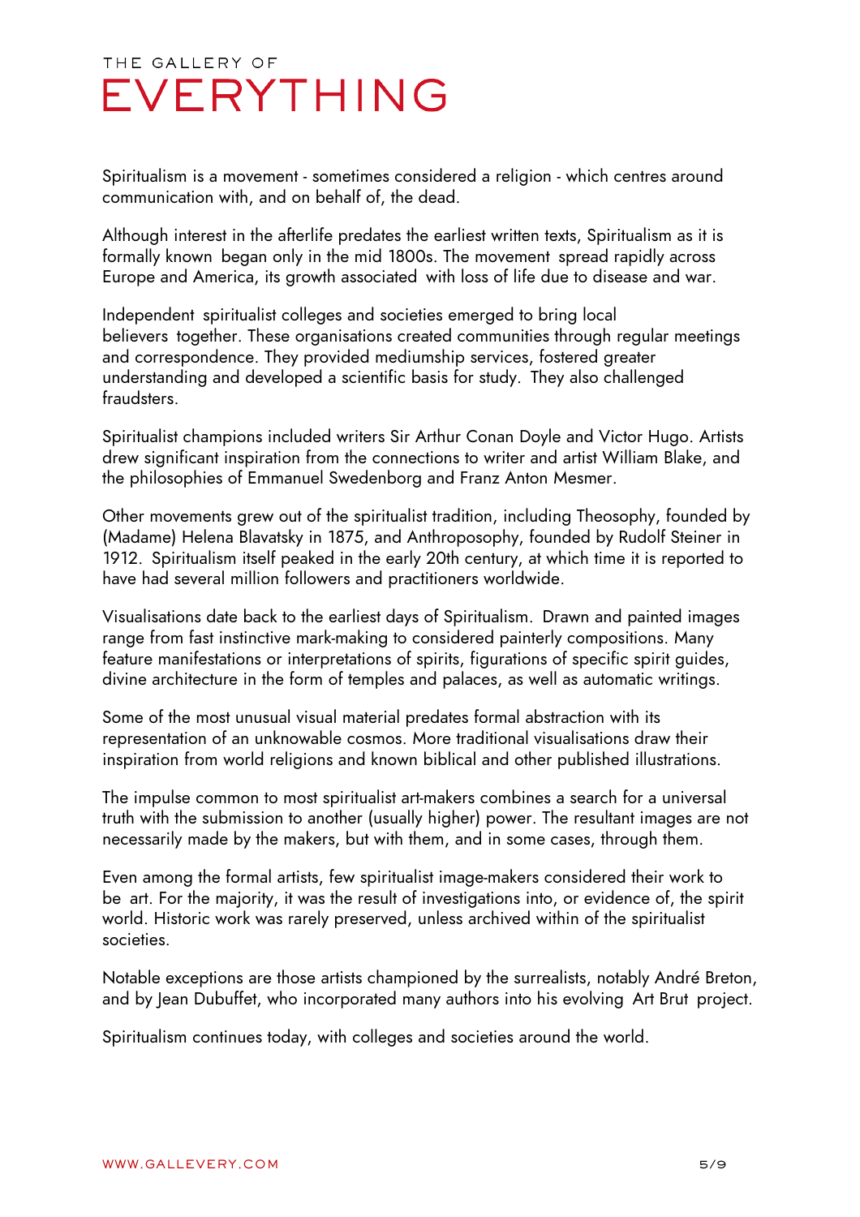Spiritualism is a movement - sometimes considered a religion - which centres around communication with, and on behalf of, the dead.

Although interest in the afterlife predates the earliest written texts, Spiritualism as it is formally known began only in the mid 1800s. The movement spread rapidly across Europe and America, its growth associated with loss of life due to disease and war.

Independent spiritualist colleges and societies emerged to bring local believers together. These organisations created communities through regular meetings and correspondence. They provided mediumship services, fostered greater understanding and developed a scientific basis for study. They also challenged fraudsters.

Spiritualist champions included writers Sir Arthur Conan Doyle and Victor Hugo. Artists drew significant inspiration from the connections to writer and artist William Blake, and the philosophies of Emmanuel Swedenborg and Franz Anton Mesmer.

Other movements grew out of the spiritualist tradition, including Theosophy, founded by (Madame) Helena Blavatsky in 1875, and Anthroposophy, founded by Rudolf Steiner in 1912. Spiritualism itself peaked in the early 20th century, at which time it is reported to have had several million followers and practitioners worldwide.

Visualisations date back to the earliest days of Spiritualism. Drawn and painted images range from fast instinctive mark-making to considered painterly compositions. Many feature manifestations or interpretations of spirits, figurations of specific spirit guides, divine architecture in the form of temples and palaces, as well as automatic writings.

Some of the most unusual visual material predates formal abstraction with its representation of an unknowable cosmos. More traditional visualisations draw their inspiration from world religions and known biblical and other published illustrations.

The impulse common to most spiritualist art-makers combines a search for a universal truth with the submission to another (usually higher) power. The resultant images are not necessarily made by the makers, but with them, and in some cases, through them.

Even among the formal artists, few spiritualist image-makers considered their work to be art. For the majority, it was the result of investigations into, or evidence of, the spirit world. Historic work was rarely preserved, unless archived within of the spiritualist societies.

Notable exceptions are those artists championed by the surrealists, notably André Breton, and by Jean Dubuffet, who incorporated many authors into his evolving Art Brut project.

Spiritualism continues today, with colleges and societies around the world.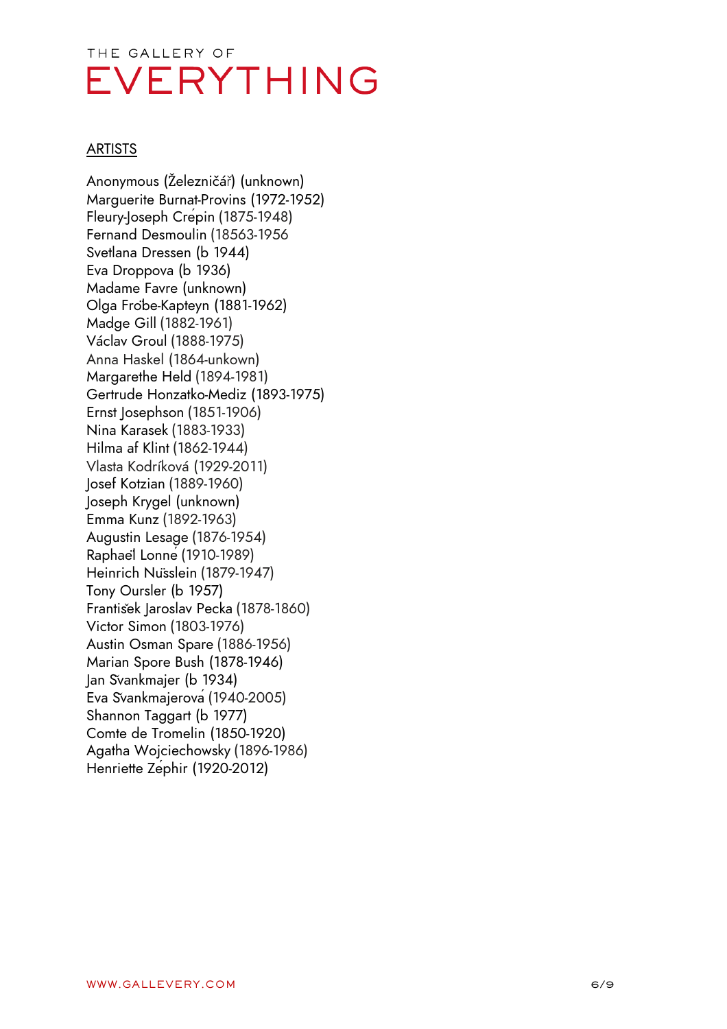THE GALLERY OF

# EVERYTHING

## ARTISTS

Anonymous (Železničář) (unknown)
Marguerite Burnat-Provins (1972-1952)
Fleury-Joseph Crépin (1875-1948)
Fernand Desmoulin (18563-1956
Svetlana Dressen (b 1944)
Eva Droppova (b 1936)
Madame Favre (unknown)
Olga Fröbe-Kapteyn (1881-1962)
Madge Gill (1882-1961)
Václav Groul (1888-1975)
Anna Haskel (1864-unkown)
Margarethe Held (1894-1981)
Gertrude Honzatko-Mediz (1893-1975)
Ernst Josephson (1851-1906)
Nina Karasek (1883-1933)
Hilma af Klint (1862-1944)
Vlasta Kodríková (1929-2011)
Josef Kotzian (1889-1960)
Joseph Krygel (unknown)
Emma Kunz (1892-1963)
Augustin Lesage (1876-1954)
Raphaël Lonné (1910-1989)
Heinrich Nüsslein (1879-1947)
Tony Oursler (b 1957)
František Jaroslav Pecka (1878-1860)
Victor Simon (1803-1976)
Austin Osman Spare (1886-1956)
Marian Spore Bush (1878-1946)
Jan Švankmajer (b 1934)
Eva Švankmajerová (1940-2005)
Shannon Taggart (b 1977)
Comte de Tromelin (1850-1920)
Agatha Wojciechowsky (1896-1986)
Henriette Zéphir (1920-2012)

WWW.GALLEVERY.COM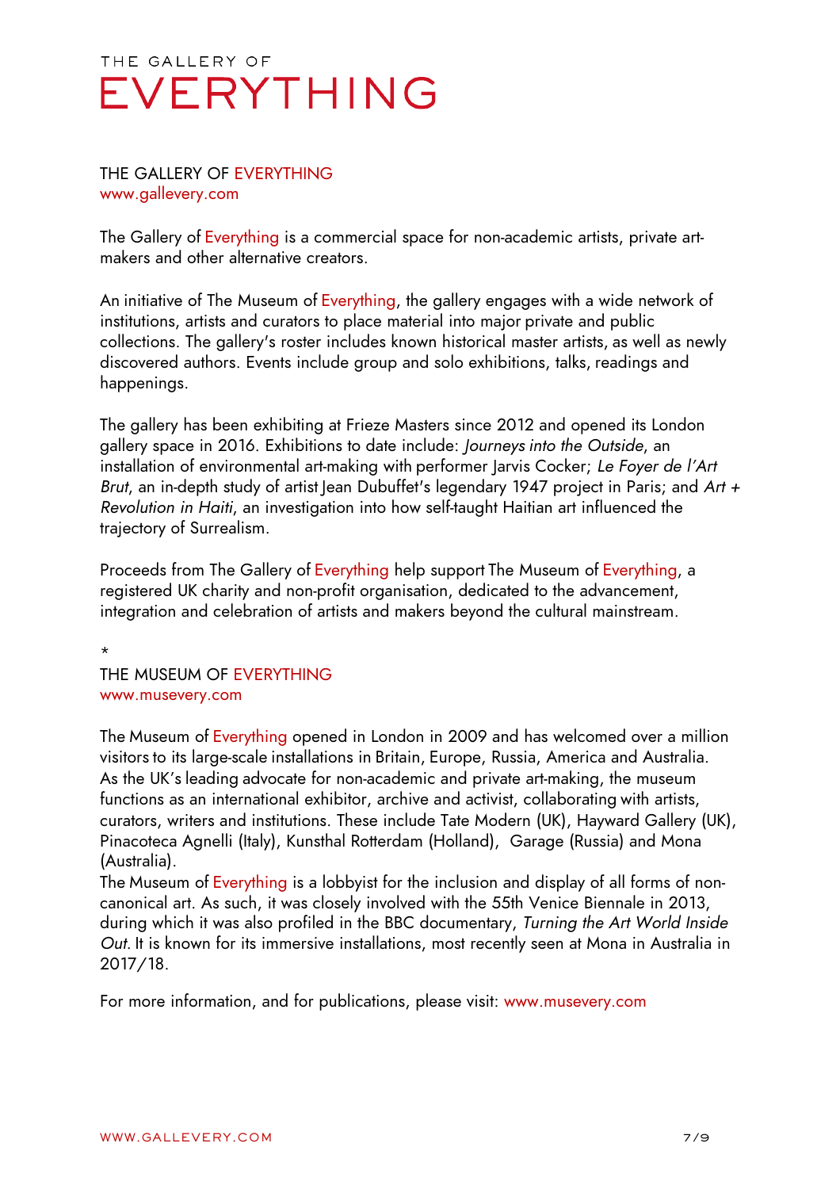THE GALLERY OF
# EVERYTHING

## THE GALLERY OF EVERYTHING
www.gallevery.com

The Gallery of Everything is a commercial space for non-academic artists, private art-makers and other alternative creators.

An initiative of The Museum of Everything, the gallery engages with a wide network of institutions, artists and curators to place material into major private and public collections. The gallery's roster includes known historical master artists, as well as newly discovered authors. Events include group and solo exhibitions, talks, readings and happenings.

The gallery has been exhibiting at Frieze Masters since 2012 and opened its London gallery space in 2016. Exhibitions to date include: *Journeys into the Outside*, an installation of environmental art-making with performer Jarvis Cocker; *Le Foyer de l'Art Brut*, an in-depth study of artist Jean Dubuffet's legendary 1947 project in Paris; and *Art + Revolution in Haiti*, an investigation into how self-taught Haitian art influenced the trajectory of Surrealism.

Proceeds from The Gallery of Everything help support The Museum of Everything, a registered UK charity and non-profit organisation, dedicated to the advancement, integration and celebration of artists and makers beyond the cultural mainstream.

*

## THE MUSEUM OF EVERYTHING
www.musevery.com

The Museum of Everything opened in London in 2009 and has welcomed over a million visitors to its large-scale installations in Britain, Europe, Russia, America and Australia. As the UK's leading advocate for non-academic and private art-making, the museum functions as an international exhibitor, archive and activist, collaborating with artists, curators, writers and institutions. These include Tate Modern (UK), Hayward Gallery (UK), Pinacoteca Agnelli (Italy), Kunsthal Rotterdam (Holland), Garage (Russia) and Mona (Australia).
The Museum of Everything is a lobbyist for the inclusion and display of all forms of non-canonical art. As such, it was closely involved with the 55th Venice Biennale in 2013, during which it was also profiled in the BBC documentary, *Turning the Art World Inside Out*. It is known for its immersive installations, most recently seen at Mona in Australia in 2017/18.

For more information, and for publications, please visit: www.musevery.com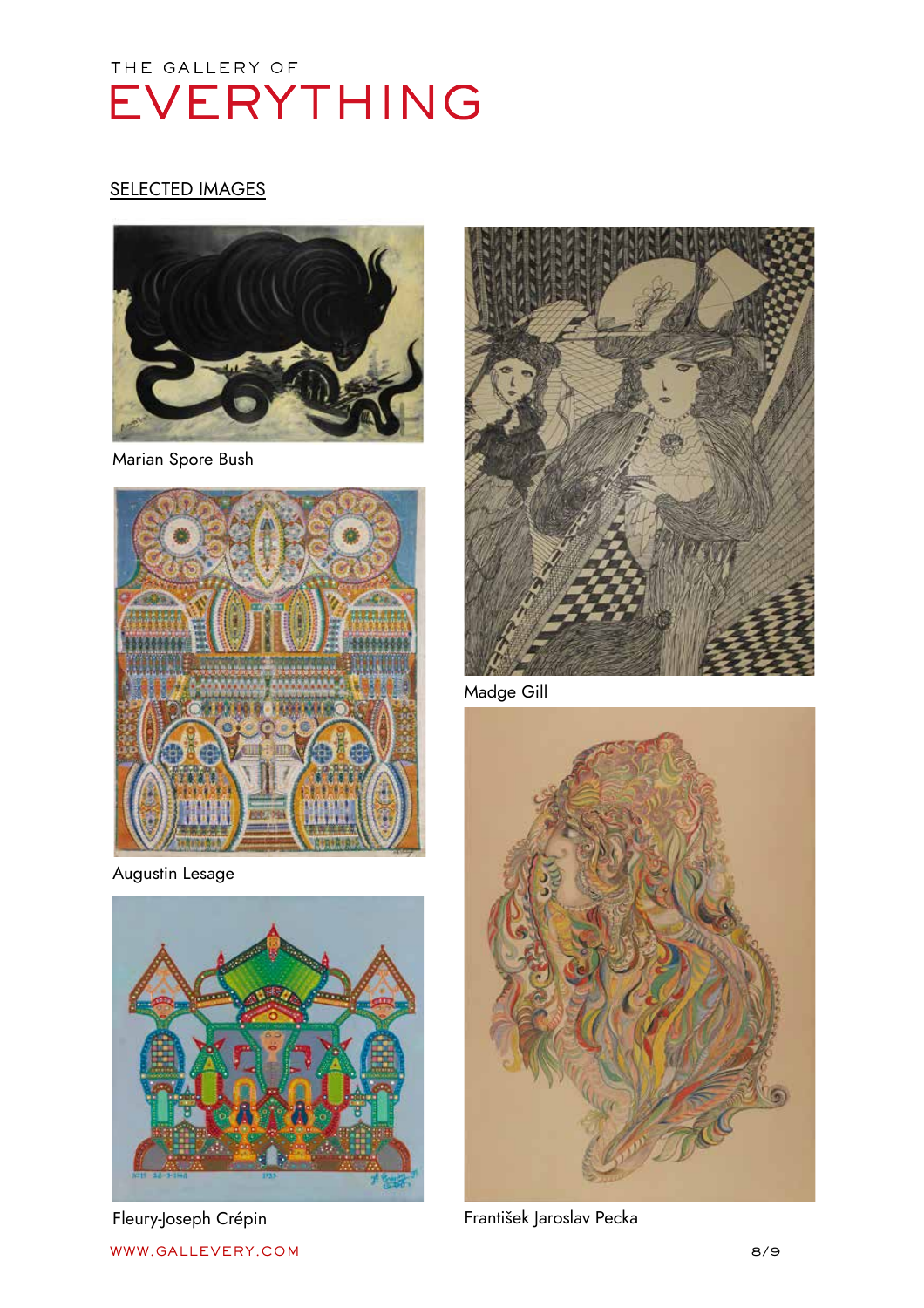## SELECTED IMAGES

Marian Spore Bush

Madge Gill

Augustin Lesage

Fleury-Joseph Crépin

František Jaroslav Pecka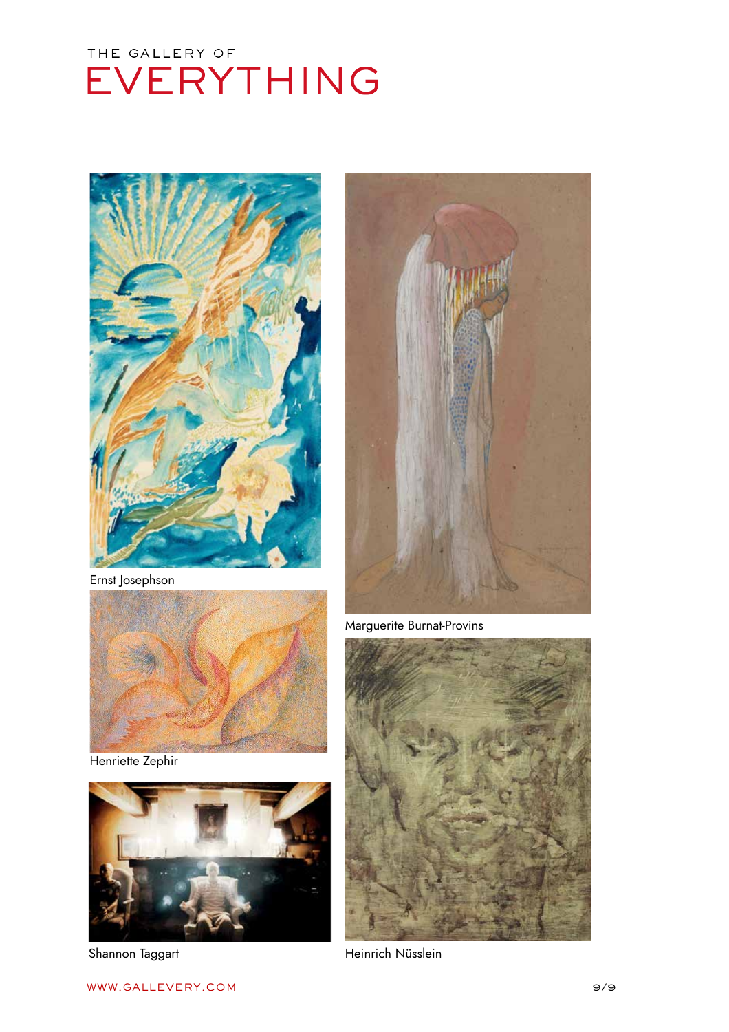THE GALLERY OF

# EVERYTHING

Ernst Josephson

Henriette Zephir

Shannon Taggart

Marguerite Burnat-Provins

Heinrich Nüsslein

WWW.GALLEVERY.COM